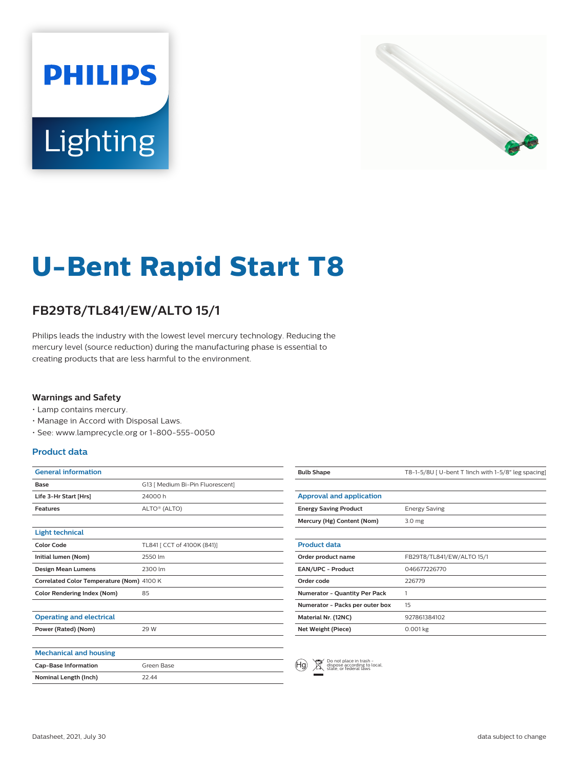# U-Bent Rapid Start T8

## FB29T8/TL841/EW/ALTO 15/1

Philips leads the industry with the lowest level mercury technology. Reducing the mercury level (source reduction) during the manufacturing phase is essential to creating products that are less harmful to the environment.

### Warnings and Safety

- Lamp contains mercury.
- Manage in Accord with Disposal Laws.
- See: www.lamprecycle.org or 1-800-555-0050

### Product data

| General information | |
|---|---|
| Base | G13 [ Medium Bi-Pin Fluorescent] |
| Life 3-Hr Start [Hrs] | 24000 h |
| Features | ALTO® (ALTO) |

| Light technical | |
|---|---|
| Color Code | TL841 [ CCT of 4100K (841)] |
| Initial lumen (Nom) | 2550 lm |
| Design Mean Lumens | 2300 lm |
| Correlated Color Temperature (Nom) | 4100 K |
| Color Rendering Index (Nom) | 85 |

| Operating and electrical | |
|---|---|
| Power (Rated) (Nom) | 29 W |

| Mechanical and housing | |
|---|---|
| Cap-Base Information | Green Base |
| Nominal Length (Inch) | 22.44 |
| Bulb Shape | T8-1-5/8U [ U-bent T 1inch with 1-5/8" leg spacing] |

| Approval and application | |
|---|---|
| Energy Saving Product | Energy Saving |
| Mercury (Hg) Content (Nom) | 3.0 mg |

| Product data | |
|---|---|
| Order product name | FB29T8/TL841/EW/ALTO 15/1 |
| EAN/UPC - Product | 046677226770 |
| Order code | 226779 |
| Numerator - Quantity Per Pack | 1 |
| Numerator - Packs per outer box | 15 |
| Material Nr. (12NC) | 927861384102 |
| Net Weight (Piece) | 0.001 kg |

Do not place in trash - dispose according to local, state, or federal laws

Datasheet, 2021, July 30

data subject to change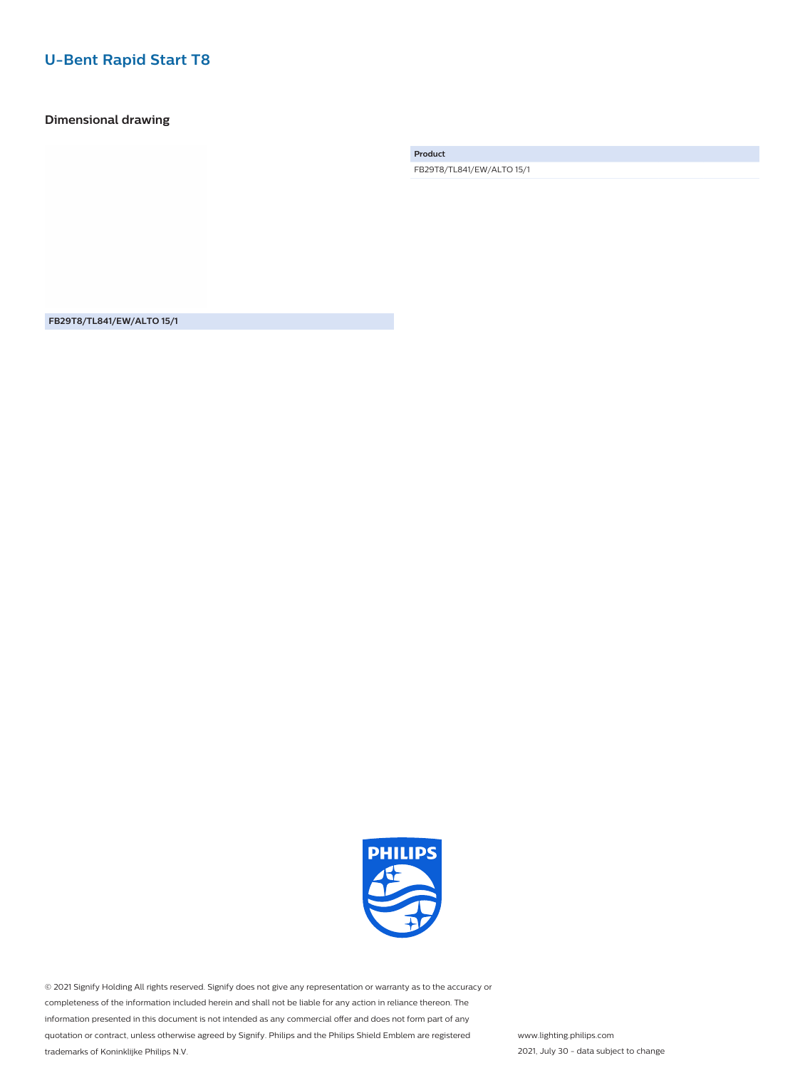## U-Bent Rapid Start T8

### Dimensional drawing

**FB29T8/TL841/EW/ALTO 15/1**

| Product |
| --- |
| FB29T8/TL841/EW/ALTO 15/1 |

© 2021 Signify Holding All rights reserved. Signify does not give any representation or warranty as to the accuracy or completeness of the information included herein and shall not be liable for any action in reliance thereon. The information presented in this document is not intended as any commercial offer and does not form part of any quotation or contract, unless otherwise agreed by Signify. Philips and the Philips Shield Emblem are registered trademarks of Koninklijke Philips N.V.

www.lighting.philips.com

2021, July 30 - data subject to change